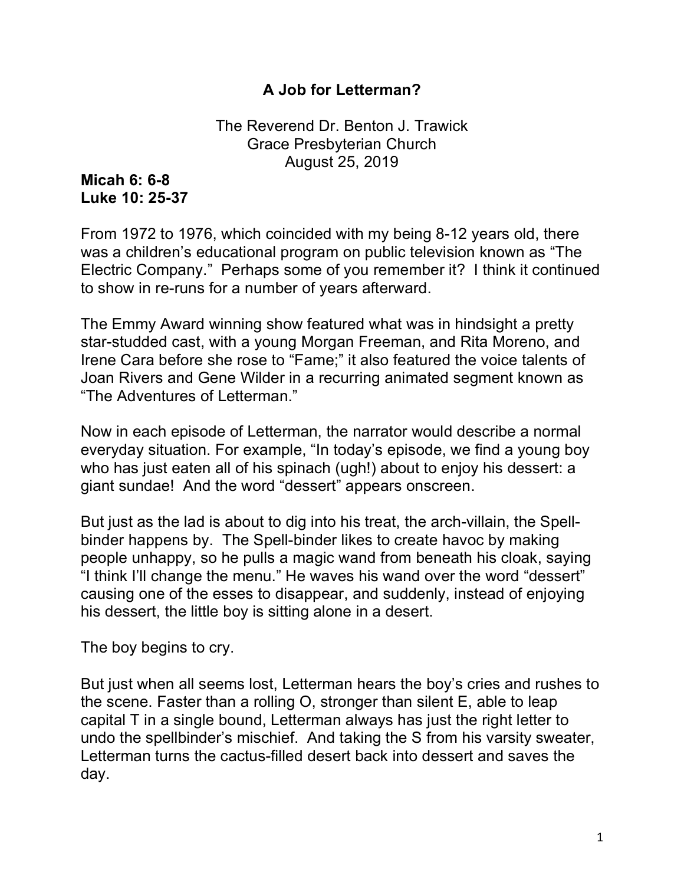# A Job for Letterman?

The Reverend Dr. Benton J. Trawick
Grace Presbyterian Church
August 25, 2019

**Micah 6: 6-8**
**Luke 10: 25-37**

From 1972 to 1976, which coincided with my being 8-12 years old, there was a children's educational program on public television known as "The Electric Company." Perhaps some of you remember it? I think it continued to show in re-runs for a number of years afterward.

The Emmy Award winning show featured what was in hindsight a pretty star-studded cast, with a young Morgan Freeman, and Rita Moreno, and Irene Cara before she rose to "Fame;" it also featured the voice talents of Joan Rivers and Gene Wilder in a recurring animated segment known as "The Adventures of Letterman."

Now in each episode of Letterman, the narrator would describe a normal everyday situation. For example, "In today's episode, we find a young boy who has just eaten all of his spinach (ugh!) about to enjoy his dessert: a giant sundae! And the word "dessert" appears onscreen.

But just as the lad is about to dig into his treat, the arch-villain, the Spell-binder happens by. The Spell-binder likes to create havoc by making people unhappy, so he pulls a magic wand from beneath his cloak, saying "I think I'll change the menu." He waves his wand over the word "dessert" causing one of the esses to disappear, and suddenly, instead of enjoying his dessert, the little boy is sitting alone in a desert.

The boy begins to cry.

But just when all seems lost, Letterman hears the boy's cries and rushes to the scene. Faster than a rolling O, stronger than silent E, able to leap capital T in a single bound, Letterman always has just the right letter to undo the spellbinder's mischief. And taking the S from his varsity sweater, Letterman turns the cactus-filled desert back into dessert and saves the day.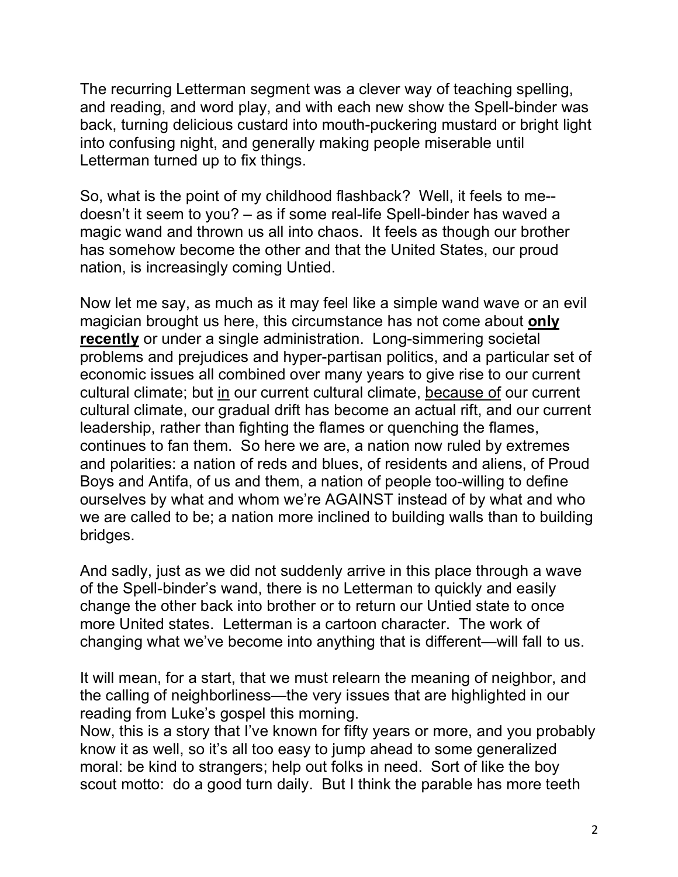The recurring Letterman segment was a clever way of teaching spelling, and reading, and word play, and with each new show the Spell-binder was back, turning delicious custard into mouth-puckering mustard or bright light into confusing night, and generally making people miserable until Letterman turned up to fix things.

So, what is the point of my childhood flashback? Well, it feels to me--doesn't it seem to you? – as if some real-life Spell-binder has waved a magic wand and thrown us all into chaos. It feels as though our brother has somehow become the other and that the United States, our proud nation, is increasingly coming Untied.

Now let me say, as much as it may feel like a simple wand wave or an evil magician brought us here, this circumstance has not come about <u>**only recently**</u> or under a single administration. Long-simmering societal problems and prejudices and hyper-partisan politics, and a particular set of economic issues all combined over many years to give rise to our current cultural climate; but <u>in</u> our current cultural climate, <u>because of</u> our current cultural climate, our gradual drift has become an actual rift, and our current leadership, rather than fighting the flames or quenching the flames, continues to fan them. So here we are, a nation now ruled by extremes and polarities: a nation of reds and blues, of residents and aliens, of Proud Boys and Antifa, of us and them, a nation of people too-willing to define ourselves by what and whom we're AGAINST instead of by what and who we are called to be; a nation more inclined to building walls than to building bridges.

And sadly, just as we did not suddenly arrive in this place through a wave of the Spell-binder's wand, there is no Letterman to quickly and easily change the other back into brother or to return our Untied state to once more United states. Letterman is a cartoon character. The work of changing what we've become into anything that is different—will fall to us.

It will mean, for a start, that we must relearn the meaning of neighbor, and the calling of neighborliness—the very issues that are highlighted in our reading from Luke's gospel this morning.

Now, this is a story that I've known for fifty years or more, and you probably know it as well, so it's all too easy to jump ahead to some generalized moral: be kind to strangers; help out folks in need. Sort of like the boy scout motto: do a good turn daily. But I think the parable has more teeth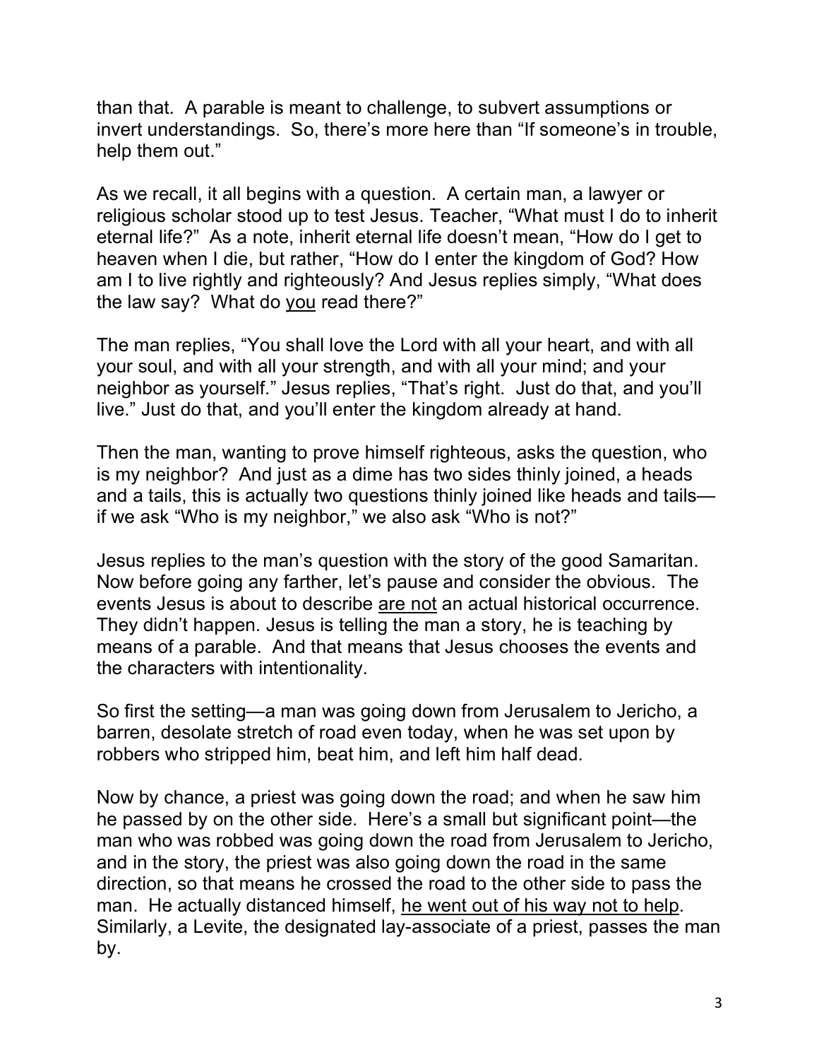than that. A parable is meant to challenge, to subvert assumptions or invert understandings. So, there's more here than "If someone's in trouble, help them out."

As we recall, it all begins with a question. A certain man, a lawyer or religious scholar stood up to test Jesus. Teacher, "What must I do to inherit eternal life?" As a note, inherit eternal life doesn't mean, "How do I get to heaven when I die, but rather, "How do I enter the kingdom of God? How am I to live rightly and righteously? And Jesus replies simply, "What does the law say? What do <u>you</u> read there?"

The man replies, "You shall love the Lord with all your heart, and with all your soul, and with all your strength, and with all your mind; and your neighbor as yourself." Jesus replies, "That's right. Just do that, and you'll live." Just do that, and you'll enter the kingdom already at hand.

Then the man, wanting to prove himself righteous, asks the question, who is my neighbor? And just as a dime has two sides thinly joined, a heads and a tails, this is actually two questions thinly joined like heads and tails—if we ask "Who is my neighbor," we also ask "Who is not?"

Jesus replies to the man's question with the story of the good Samaritan. Now before going any farther, let's pause and consider the obvious. The events Jesus is about to describe <u>are not</u> an actual historical occurrence. They didn't happen. Jesus is telling the man a story, he is teaching by means of a parable. And that means that Jesus chooses the events and the characters with intentionality.

So first the setting—a man was going down from Jerusalem to Jericho, a barren, desolate stretch of road even today, when he was set upon by robbers who stripped him, beat him, and left him half dead.

Now by chance, a priest was going down the road; and when he saw him he passed by on the other side. Here's a small but significant point—the man who was robbed was going down the road from Jerusalem to Jericho, and in the story, the priest was also going down the road in the same direction, so that means he crossed the road to the other side to pass the man. He actually distanced himself, <u>he went out of his way not to help</u>. Similarly, a Levite, the designated lay-associate of a priest, passes the man by.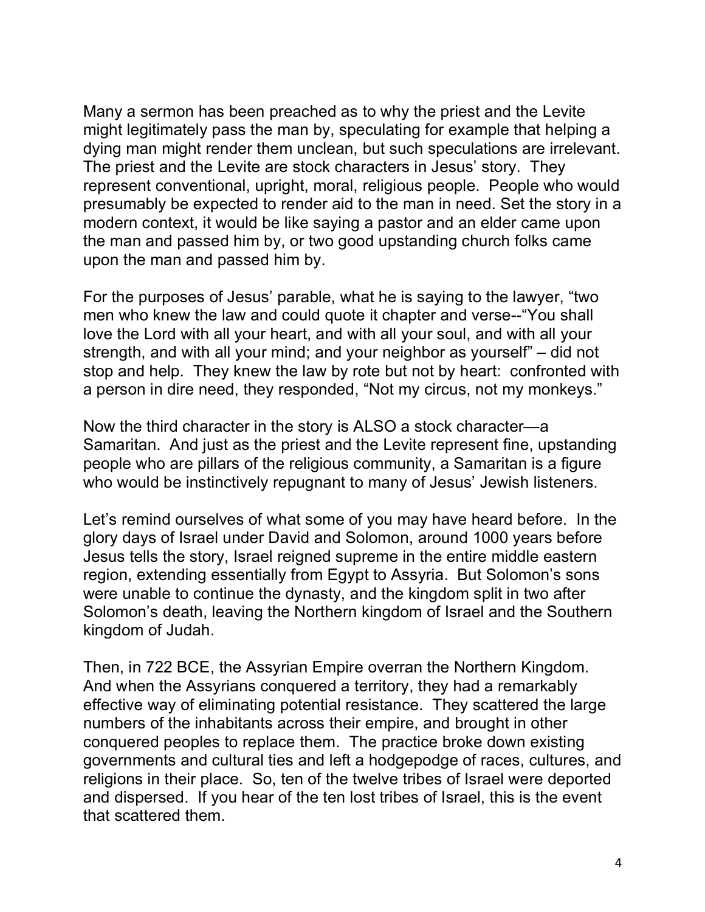Many a sermon has been preached as to why the priest and the Levite might legitimately pass the man by, speculating for example that helping a dying man might render them unclean, but such speculations are irrelevant. The priest and the Levite are stock characters in Jesus' story. They represent conventional, upright, moral, religious people. People who would presumably be expected to render aid to the man in need. Set the story in a modern context, it would be like saying a pastor and an elder came upon the man and passed him by, or two good upstanding church folks came upon the man and passed him by.

For the purposes of Jesus' parable, what he is saying to the lawyer, "two men who knew the law and could quote it chapter and verse--"You shall love the Lord with all your heart, and with all your soul, and with all your strength, and with all your mind; and your neighbor as yourself" – did not stop and help. They knew the law by rote but not by heart: confronted with a person in dire need, they responded, "Not my circus, not my monkeys."

Now the third character in the story is ALSO a stock character—a Samaritan. And just as the priest and the Levite represent fine, upstanding people who are pillars of the religious community, a Samaritan is a figure who would be instinctively repugnant to many of Jesus' Jewish listeners.

Let's remind ourselves of what some of you may have heard before. In the glory days of Israel under David and Solomon, around 1000 years before Jesus tells the story, Israel reigned supreme in the entire middle eastern region, extending essentially from Egypt to Assyria. But Solomon's sons were unable to continue the dynasty, and the kingdom split in two after Solomon's death, leaving the Northern kingdom of Israel and the Southern kingdom of Judah.

Then, in 722 BCE, the Assyrian Empire overran the Northern Kingdom. And when the Assyrians conquered a territory, they had a remarkably effective way of eliminating potential resistance. They scattered the large numbers of the inhabitants across their empire, and brought in other conquered peoples to replace them. The practice broke down existing governments and cultural ties and left a hodgepodge of races, cultures, and religions in their place. So, ten of the twelve tribes of Israel were deported and dispersed. If you hear of the ten lost tribes of Israel, this is the event that scattered them.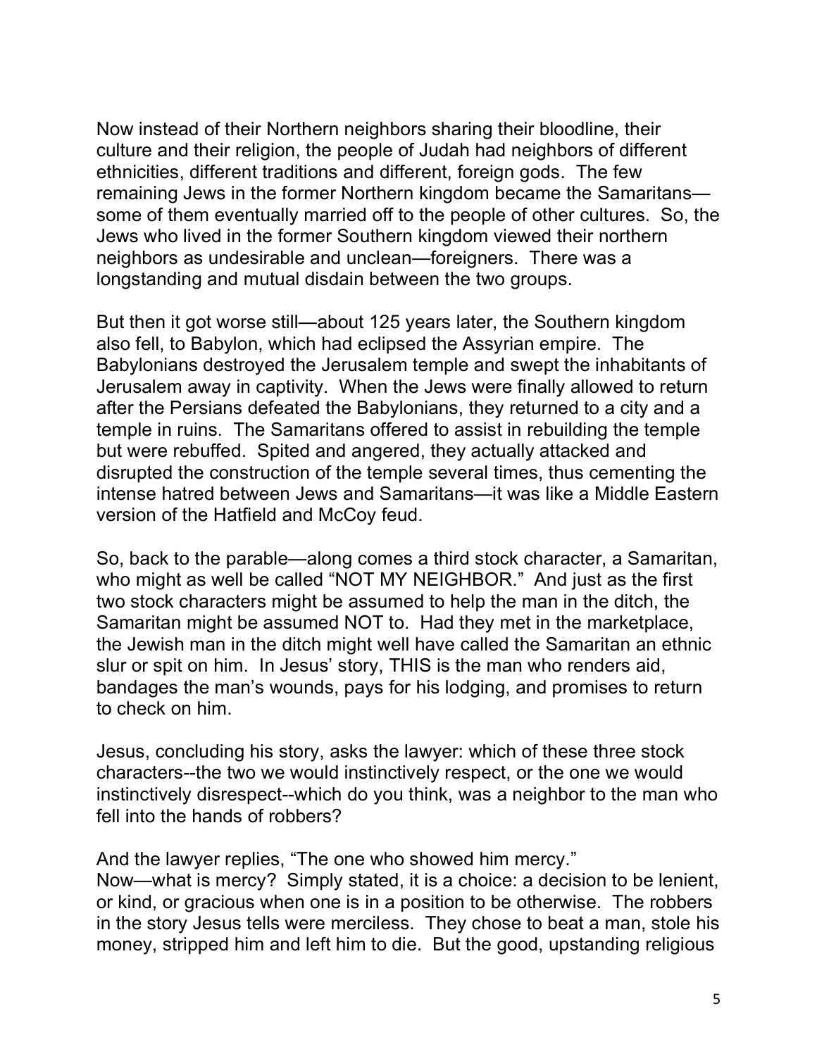Now instead of their Northern neighbors sharing their bloodline, their culture and their religion, the people of Judah had neighbors of different ethnicities, different traditions and different, foreign gods. The few remaining Jews in the former Northern kingdom became the Samaritans—some of them eventually married off to the people of other cultures. So, the Jews who lived in the former Southern kingdom viewed their northern neighbors as undesirable and unclean—foreigners. There was a longstanding and mutual disdain between the two groups.

But then it got worse still—about 125 years later, the Southern kingdom also fell, to Babylon, which had eclipsed the Assyrian empire. The Babylonians destroyed the Jerusalem temple and swept the inhabitants of Jerusalem away in captivity. When the Jews were finally allowed to return after the Persians defeated the Babylonians, they returned to a city and a temple in ruins. The Samaritans offered to assist in rebuilding the temple but were rebuffed. Spited and angered, they actually attacked and disrupted the construction of the temple several times, thus cementing the intense hatred between Jews and Samaritans—it was like a Middle Eastern version of the Hatfield and McCoy feud.

So, back to the parable—along comes a third stock character, a Samaritan, who might as well be called "NOT MY NEIGHBOR." And just as the first two stock characters might be assumed to help the man in the ditch, the Samaritan might be assumed NOT to. Had they met in the marketplace, the Jewish man in the ditch might well have called the Samaritan an ethnic slur or spit on him. In Jesus' story, THIS is the man who renders aid, bandages the man's wounds, pays for his lodging, and promises to return to check on him.

Jesus, concluding his story, asks the lawyer: which of these three stock characters--the two we would instinctively respect, or the one we would instinctively disrespect--which do you think, was a neighbor to the man who fell into the hands of robbers?

And the lawyer replies, "The one who showed him mercy."
Now—what is mercy? Simply stated, it is a choice: a decision to be lenient, or kind, or gracious when one is in a position to be otherwise. The robbers in the story Jesus tells were merciless. They chose to beat a man, stole his money, stripped him and left him to die. But the good, upstanding religious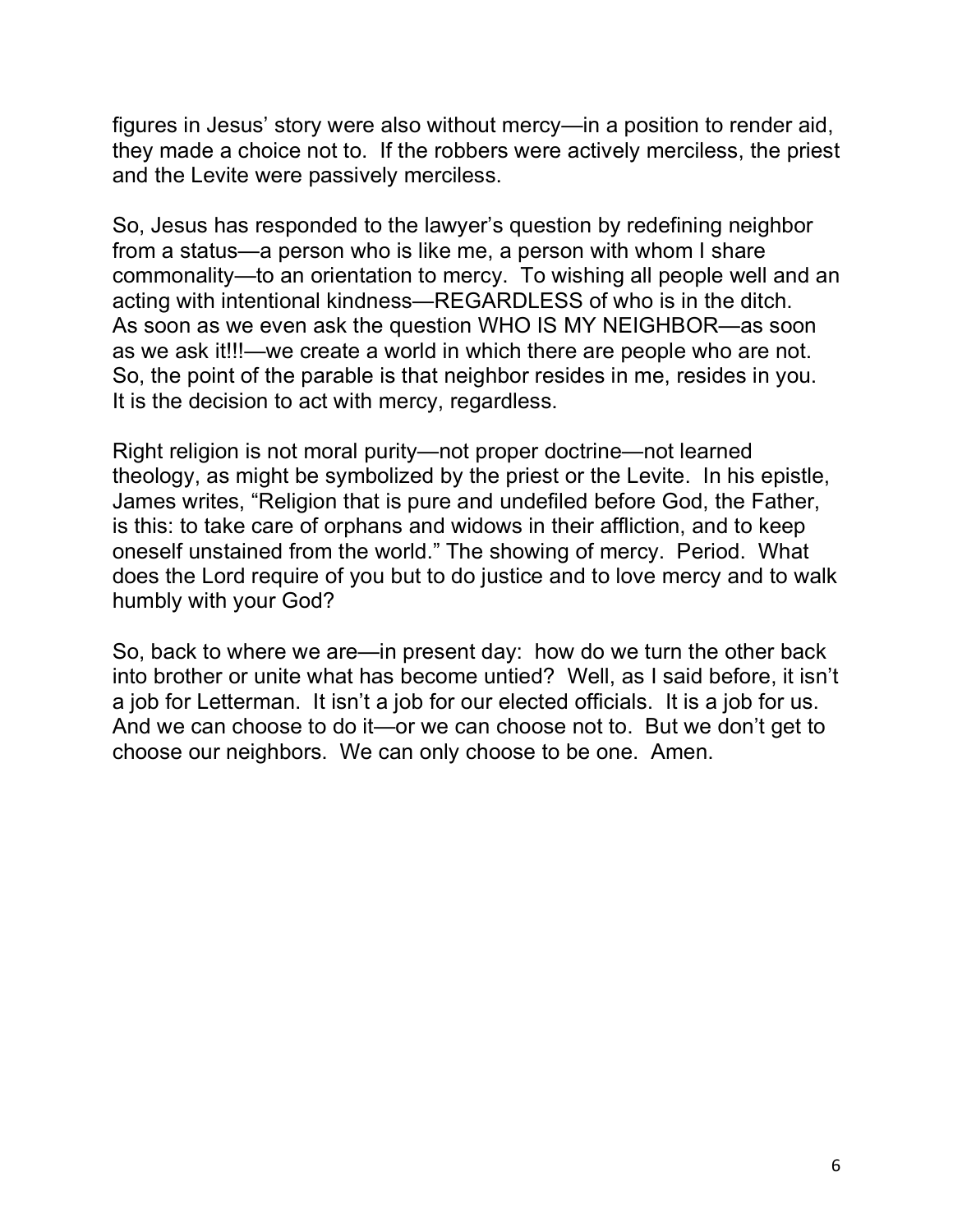figures in Jesus' story were also without mercy—in a position to render aid, they made a choice not to. If the robbers were actively merciless, the priest and the Levite were passively merciless.

So, Jesus has responded to the lawyer's question by redefining neighbor from a status—a person who is like me, a person with whom I share commonality—to an orientation to mercy. To wishing all people well and an acting with intentional kindness—REGARDLESS of who is in the ditch. As soon as we even ask the question WHO IS MY NEIGHBOR—as soon as we ask it!!!—we create a world in which there are people who are not. So, the point of the parable is that neighbor resides in me, resides in you. It is the decision to act with mercy, regardless.

Right religion is not moral purity—not proper doctrine—not learned theology, as might be symbolized by the priest or the Levite. In his epistle, James writes, "Religion that is pure and undefiled before God, the Father, is this: to take care of orphans and widows in their affliction, and to keep oneself unstained from the world." The showing of mercy. Period. What does the Lord require of you but to do justice and to love mercy and to walk humbly with your God?

So, back to where we are—in present day: how do we turn the other back into brother or unite what has become untied? Well, as I said before, it isn't a job for Letterman. It isn't a job for our elected officials. It is a job for us. And we can choose to do it—or we can choose not to. But we don't get to choose our neighbors. We can only choose to be one. Amen.